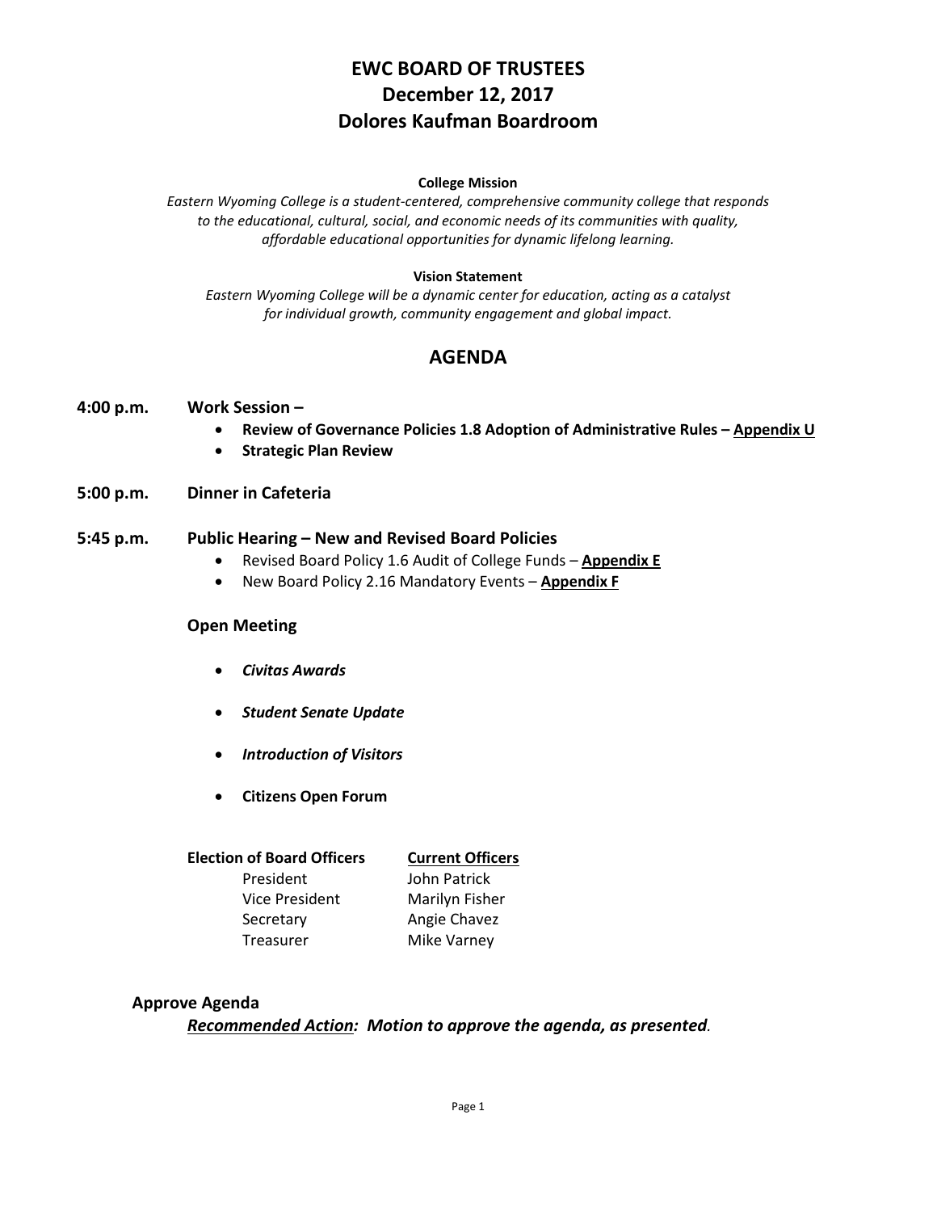# EWC BOARD OF TRUSTEES
# December 12, 2017
# Dolores Kaufman Boardroom

**College Mission**

*Eastern Wyoming College is a student-centered, comprehensive community college that responds to the educational, cultural, social, and economic needs of its communities with quality, affordable educational opportunities for dynamic lifelong learning.*

**Vision Statement**

*Eastern Wyoming College will be a dynamic center for education, acting as a catalyst for individual growth, community engagement and global impact.*

## AGENDA

**4:00 p.m. Work Session –**

- **Review of Governance Policies 1.8 Adoption of Administrative Rules – Appendix U**
- **Strategic Plan Review**

**5:00 p.m. Dinner in Cafeteria**

**5:45 p.m. Public Hearing – New and Revised Board Policies**

- Revised Board Policy 1.6 Audit of College Funds – **Appendix E**
- New Board Policy 2.16 Mandatory Events – **Appendix F**

**Open Meeting**

- ***Civitas Awards***
- ***Student Senate Update***
- ***Introduction of Visitors***
- **Citizens Open Forum**

| **Election of Board Officers** | **Current Officers** |
| --- | --- |
| President | John Patrick |
| Vice President | Marilyn Fisher |
| Secretary | Angie Chavez |
| Treasurer | Mike Varney |

**Approve Agenda**

***Recommended Action:* *Motion to approve the agenda, as presented*.**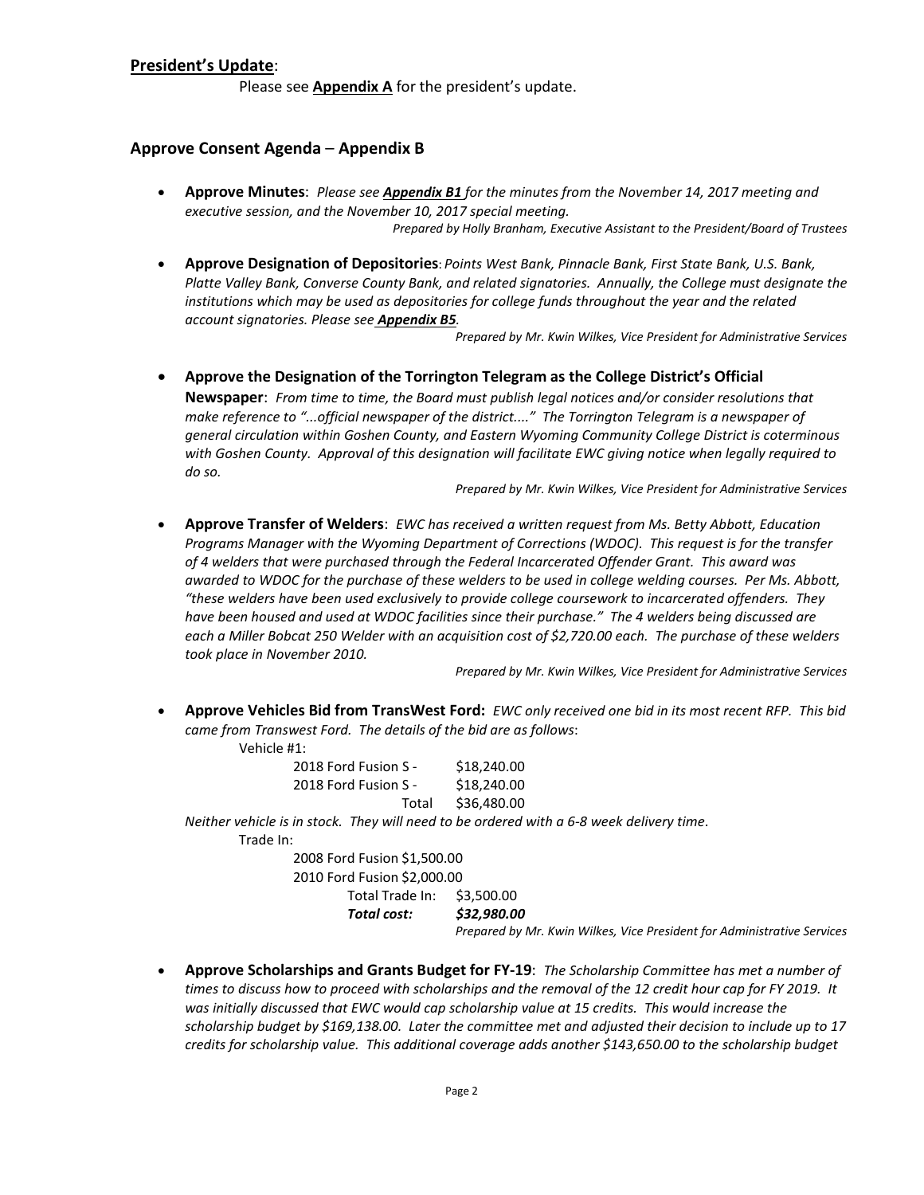## **President's Update**:

Please see **Appendix A** for the president's update.

### **Approve Consent Agenda** – **Appendix B**

- **Approve Minutes**: *Please see **Appendix B1** for the minutes from the November 14, 2017 meeting and executive session, and the November 10, 2017 special meeting.*

  *Prepared by Holly Branham, Executive Assistant to the President/Board of Trustees*

- **Approve Designation of Depositories**: *Points West Bank, Pinnacle Bank, First State Bank, U.S. Bank, Platte Valley Bank, Converse County Bank, and related signatories. Annually, the College must designate the institutions which may be used as depositories for college funds throughout the year and the related account signatories. Please see **Appendix B5**.*

  *Prepared by Mr. Kwin Wilkes, Vice President for Administrative Services*

- **Approve the Designation of the Torrington Telegram as the College District's Official Newspaper**: *From time to time, the Board must publish legal notices and/or consider resolutions that make reference to "...official newspaper of the district...." The Torrington Telegram is a newspaper of general circulation within Goshen County, and Eastern Wyoming Community College District is coterminous with Goshen County. Approval of this designation will facilitate EWC giving notice when legally required to do so.*

  *Prepared by Mr. Kwin Wilkes, Vice President for Administrative Services*

- **Approve Transfer of Welders**: *EWC has received a written request from Ms. Betty Abbott, Education Programs Manager with the Wyoming Department of Corrections (WDOC). This request is for the transfer of 4 welders that were purchased through the Federal Incarcerated Offender Grant. This award was awarded to WDOC for the purchase of these welders to be used in college welding courses. Per Ms. Abbott, "these welders have been used exclusively to provide college coursework to incarcerated offenders. They have been housed and used at WDOC facilities since their purchase." The 4 welders being discussed are each a Miller Bobcat 250 Welder with an acquisition cost of $2,720.00 each. The purchase of these welders took place in November 2010.*

  *Prepared by Mr. Kwin Wilkes, Vice President for Administrative Services*

- **Approve Vehicles Bid from TransWest Ford:** *EWC only received one bid in its most recent RFP. This bid came from Transwest Ford. The details of the bid are as follows*:

  Vehicle #1:

  | | |
  |---|---|
  | 2018 Ford Fusion S - | $18,240.00 |
  | 2018 Ford Fusion S - | $18,240.00 |
  | Total | $36,480.00 |

  *Neither vehicle is in stock. They will need to be ordered with a 6-8 week delivery time*.

  Trade In:

  | | |
  |---|---|
  | 2008 Ford Fusion | $1,500.00 |
  | 2010 Ford Fusion | $2,000.00 |
  | Total Trade In: | $3,500.00 |
  | ***Total cost:*** | ***$32,980.00*** |

  *Prepared by Mr. Kwin Wilkes, Vice President for Administrative Services*

- **Approve Scholarships and Grants Budget for FY-19**: *The Scholarship Committee has met a number of times to discuss how to proceed with scholarships and the removal of the 12 credit hour cap for FY 2019. It was initially discussed that EWC would cap scholarship value at 15 credits. This would increase the scholarship budget by $169,138.00. Later the committee met and adjusted their decision to include up to 17 credits for scholarship value. This additional coverage adds another $143,650.00 to the scholarship budget*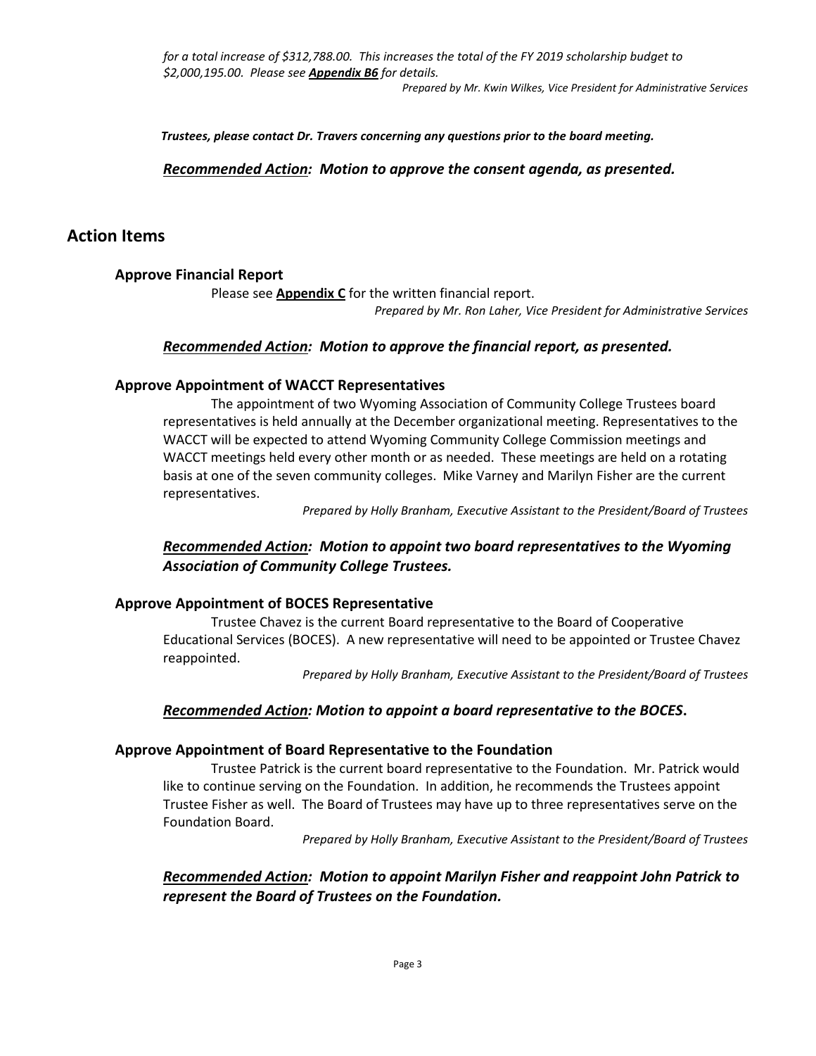*for a total increase of $312,788.00. This increases the total of the FY 2019 scholarship budget to $2,000,195.00. Please see **Appendix B6** for details.*

*Prepared by Mr. Kwin Wilkes, Vice President for Administrative Services*

***Trustees, please contact Dr. Travers concerning any questions prior to the board meeting.***

***Recommended Action:* *Motion to approve the consent agenda, as presented.***

## Action Items

### Approve Financial Report

Please see **Appendix C** for the written financial report.

*Prepared by Mr. Ron Laher, Vice President for Administrative Services*

***Recommended Action:* *Motion to approve the financial report, as presented.***

### Approve Appointment of WACCT Representatives

The appointment of two Wyoming Association of Community College Trustees board representatives is held annually at the December organizational meeting. Representatives to the WACCT will be expected to attend Wyoming Community College Commission meetings and WACCT meetings held every other month or as needed. These meetings are held on a rotating basis at one of the seven community colleges. Mike Varney and Marilyn Fisher are the current representatives.

*Prepared by Holly Branham, Executive Assistant to the President/Board of Trustees*

***Recommended Action:* *Motion to appoint two board representatives to the Wyoming Association of Community College Trustees.***

### Approve Appointment of BOCES Representative

Trustee Chavez is the current Board representative to the Board of Cooperative Educational Services (BOCES). A new representative will need to be appointed or Trustee Chavez reappointed.

*Prepared by Holly Branham, Executive Assistant to the President/Board of Trustees*

***Recommended Action:* *Motion to appoint a board representative to the BOCES.***

### Approve Appointment of Board Representative to the Foundation

Trustee Patrick is the current board representative to the Foundation. Mr. Patrick would like to continue serving on the Foundation. In addition, he recommends the Trustees appoint Trustee Fisher as well. The Board of Trustees may have up to three representatives serve on the Foundation Board.

*Prepared by Holly Branham, Executive Assistant to the President/Board of Trustees*

***Recommended Action:* *Motion to appoint Marilyn Fisher and reappoint John Patrick to represent the Board of Trustees on the Foundation.***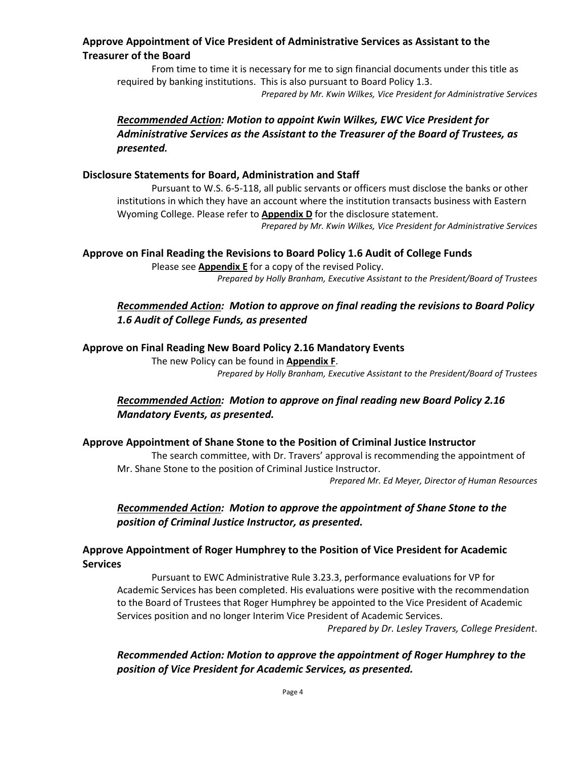**Approve Appointment of Vice President of Administrative Services as Assistant to the Treasurer of the Board**

From time to time it is necessary for me to sign financial documents under this title as required by banking institutions. This is also pursuant to Board Policy 1.3.

*Prepared by Mr. Kwin Wilkes, Vice President for Administrative Services*

***Recommended Action:** **Motion to appoint Kwin Wilkes, EWC Vice President for Administrative Services as the Assistant to the Treasurer of the Board of Trustees, as presented.***

**Disclosure Statements for Board, Administration and Staff**

Pursuant to W.S. 6-5-118, all public servants or officers must disclose the banks or other institutions in which they have an account where the institution transacts business with Eastern Wyoming College. Please refer to **Appendix D** for the disclosure statement.

*Prepared by Mr. Kwin Wilkes, Vice President for Administrative Services*

**Approve on Final Reading the Revisions to Board Policy 1.6 Audit of College Funds**

Please see **Appendix E** for a copy of the revised Policy.

*Prepared by Holly Branham, Executive Assistant to the President/Board of Trustees*

***Recommended Action:** **Motion to approve on final reading the revisions to Board Policy 1.6 Audit of College Funds, as presented***

**Approve on Final Reading New Board Policy 2.16 Mandatory Events**

The new Policy can be found in **Appendix F**.

*Prepared by Holly Branham, Executive Assistant to the President/Board of Trustees*

***Recommended Action:** **Motion to approve on final reading new Board Policy 2.16 Mandatory Events, as presented.***

**Approve Appointment of Shane Stone to the Position of Criminal Justice Instructor**

The search committee, with Dr. Travers' approval is recommending the appointment of Mr. Shane Stone to the position of Criminal Justice Instructor.

*Prepared Mr. Ed Meyer, Director of Human Resources*

***Recommended Action:** **Motion to approve the appointment of Shane Stone to the position of Criminal Justice Instructor, as presented.***

**Approve Appointment of Roger Humphrey to the Position of Vice President for Academic Services**

Pursuant to EWC Administrative Rule 3.23.3, performance evaluations for VP for Academic Services has been completed. His evaluations were positive with the recommendation to the Board of Trustees that Roger Humphrey be appointed to the Vice President of Academic Services position and no longer Interim Vice President of Academic Services.

*Prepared by Dr. Lesley Travers, College President*.

***Recommended Action: Motion to approve the appointment of Roger Humphrey to the position of Vice President for Academic Services, as presented.***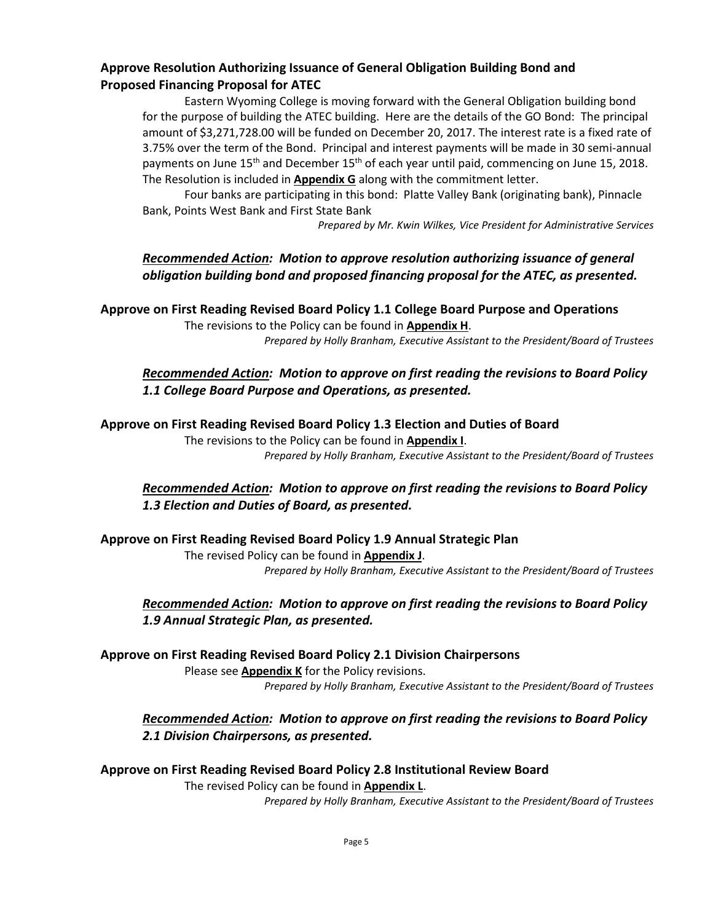### Approve Resolution Authorizing Issuance of General Obligation Building Bond and Proposed Financing Proposal for ATEC

Eastern Wyoming College is moving forward with the General Obligation building bond for the purpose of building the ATEC building. Here are the details of the GO Bond: The principal amount of $3,271,728.00 will be funded on December 20, 2017. The interest rate is a fixed rate of 3.75% over the term of the Bond. Principal and interest payments will be made in 30 semi-annual payments on June 15th and December 15th of each year until paid, commencing on June 15, 2018. The Resolution is included in **Appendix G** along with the commitment letter.

Four banks are participating in this bond: Platte Valley Bank (originating bank), Pinnacle Bank, Points West Bank and First State Bank

*Prepared by Mr. Kwin Wilkes, Vice President for Administrative Services*

***Recommended Action:* *Motion to approve resolution authorizing issuance of general obligation building bond and proposed financing proposal for the ATEC, as presented.***

### Approve on First Reading Revised Board Policy 1.1 College Board Purpose and Operations

The revisions to the Policy can be found in **Appendix H**.

*Prepared by Holly Branham, Executive Assistant to the President/Board of Trustees*

***Recommended Action:* *Motion to approve on first reading the revisions to Board Policy 1.1 College Board Purpose and Operations, as presented.***

### Approve on First Reading Revised Board Policy 1.3 Election and Duties of Board

The revisions to the Policy can be found in **Appendix I**.

*Prepared by Holly Branham, Executive Assistant to the President/Board of Trustees*

***Recommended Action:* *Motion to approve on first reading the revisions to Board Policy 1.3 Election and Duties of Board, as presented.***

### Approve on First Reading Revised Board Policy 1.9 Annual Strategic Plan

The revised Policy can be found in **Appendix J**.

*Prepared by Holly Branham, Executive Assistant to the President/Board of Trustees*

***Recommended Action:* *Motion to approve on first reading the revisions to Board Policy 1.9 Annual Strategic Plan, as presented.***

### Approve on First Reading Revised Board Policy 2.1 Division Chairpersons

Please see **Appendix K** for the Policy revisions.

*Prepared by Holly Branham, Executive Assistant to the President/Board of Trustees*

***Recommended Action:* *Motion to approve on first reading the revisions to Board Policy 2.1 Division Chairpersons, as presented.***

### Approve on First Reading Revised Board Policy 2.8 Institutional Review Board

The revised Policy can be found in **Appendix L**.

*Prepared by Holly Branham, Executive Assistant to the President/Board of Trustees*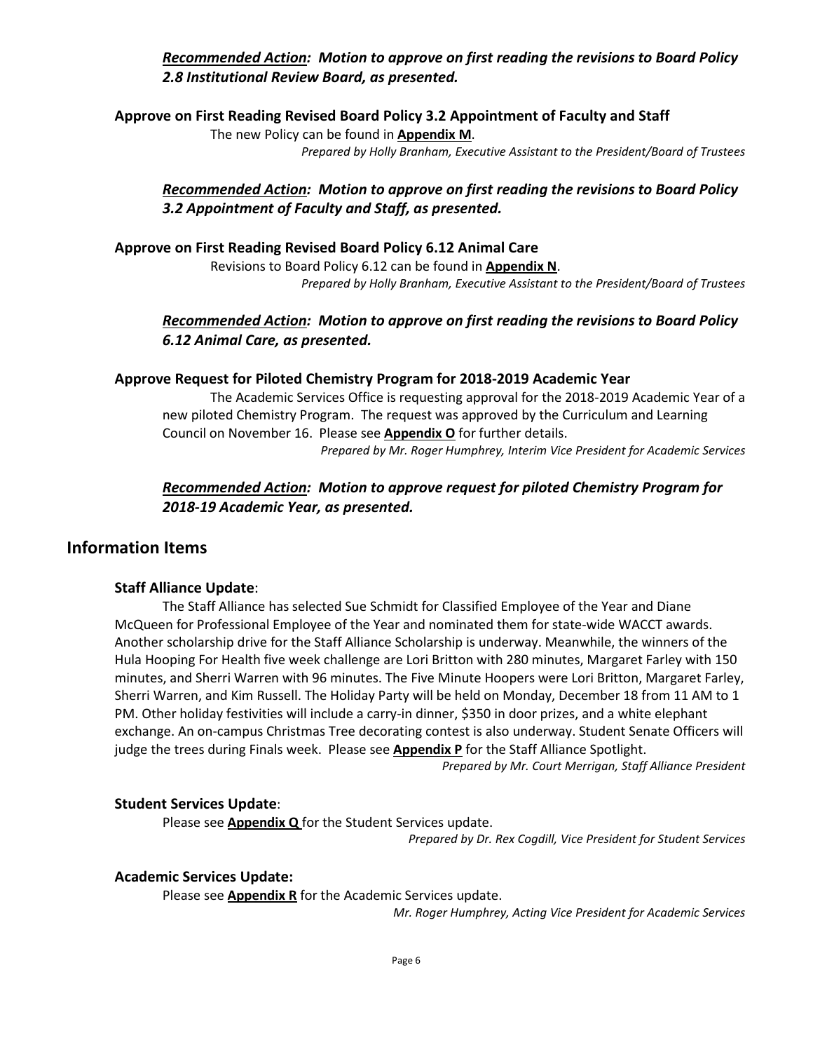***Recommended Action:*** ***Motion to approve on first reading the revisions to Board Policy 2.8 Institutional Review Board, as presented.***

**Approve on First Reading Revised Board Policy 3.2 Appointment of Faculty and Staff**

The new Policy can be found in **Appendix M**.

*Prepared by Holly Branham, Executive Assistant to the President/Board of Trustees*

***Recommended Action:*** ***Motion to approve on first reading the revisions to Board Policy 3.2 Appointment of Faculty and Staff, as presented.***

**Approve on First Reading Revised Board Policy 6.12 Animal Care**

Revisions to Board Policy 6.12 can be found in **Appendix N**.

*Prepared by Holly Branham, Executive Assistant to the President/Board of Trustees*

***Recommended Action:*** ***Motion to approve on first reading the revisions to Board Policy 6.12 Animal Care, as presented.***

**Approve Request for Piloted Chemistry Program for 2018-2019 Academic Year**

The Academic Services Office is requesting approval for the 2018-2019 Academic Year of a new piloted Chemistry Program. The request was approved by the Curriculum and Learning Council on November 16. Please see **Appendix O** for further details.

*Prepared by Mr. Roger Humphrey, Interim Vice President for Academic Services*

***Recommended Action:*** ***Motion to approve request for piloted Chemistry Program for 2018-19 Academic Year, as presented.***

## Information Items

**Staff Alliance Update**:

The Staff Alliance has selected Sue Schmidt for Classified Employee of the Year and Diane McQueen for Professional Employee of the Year and nominated them for state-wide WACCT awards. Another scholarship drive for the Staff Alliance Scholarship is underway. Meanwhile, the winners of the Hula Hooping For Health five week challenge are Lori Britton with 280 minutes, Margaret Farley with 150 minutes, and Sherri Warren with 96 minutes. The Five Minute Hoopers were Lori Britton, Margaret Farley, Sherri Warren, and Kim Russell. The Holiday Party will be held on Monday, December 18 from 11 AM to 1 PM. Other holiday festivities will include a carry-in dinner, $350 in door prizes, and a white elephant exchange. An on-campus Christmas Tree decorating contest is also underway. Student Senate Officers will judge the trees during Finals week. Please see **Appendix P** for the Staff Alliance Spotlight.

*Prepared by Mr. Court Merrigan, Staff Alliance President*

**Student Services Update**:

Please see **Appendix Q** for the Student Services update.

*Prepared by Dr. Rex Cogdill, Vice President for Student Services*

**Academic Services Update:**

Please see **Appendix R** for the Academic Services update.

*Mr. Roger Humphrey, Acting Vice President for Academic Services*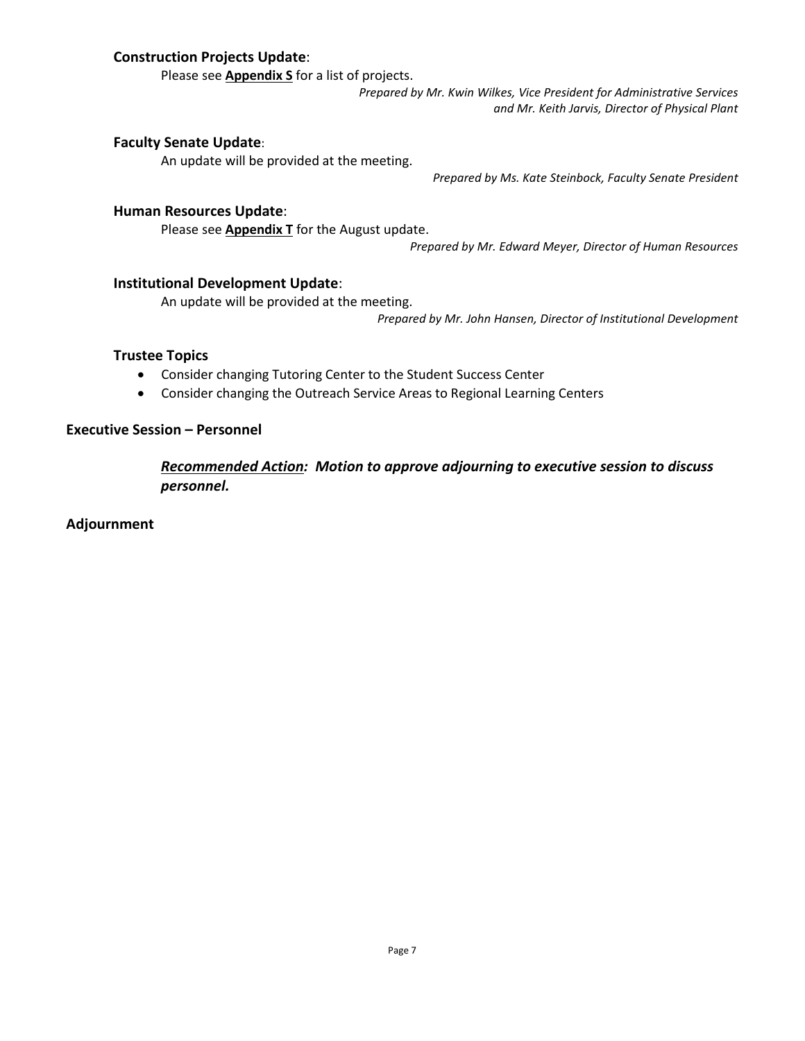### **Construction Projects Update**:

Please see **Appendix S** for a list of projects.

*Prepared by Mr. Kwin Wilkes, Vice President for Administrative Services and Mr. Keith Jarvis, Director of Physical Plant*

### **Faculty Senate Update**:

An update will be provided at the meeting.

*Prepared by Ms. Kate Steinbock, Faculty Senate President*

### **Human Resources Update**:

Please see **Appendix T** for the August update.

*Prepared by Mr. Edward Meyer, Director of Human Resources*

### **Institutional Development Update**:

An update will be provided at the meeting.

*Prepared by Mr. John Hansen, Director of Institutional Development*

### **Trustee Topics**

- Consider changing Tutoring Center to the Student Success Center
- Consider changing the Outreach Service Areas to Regional Learning Centers

## **Executive Session – Personnel**

***Recommended Action:* *Motion to approve adjourning to executive session to discuss personnel.***

## **Adjournment**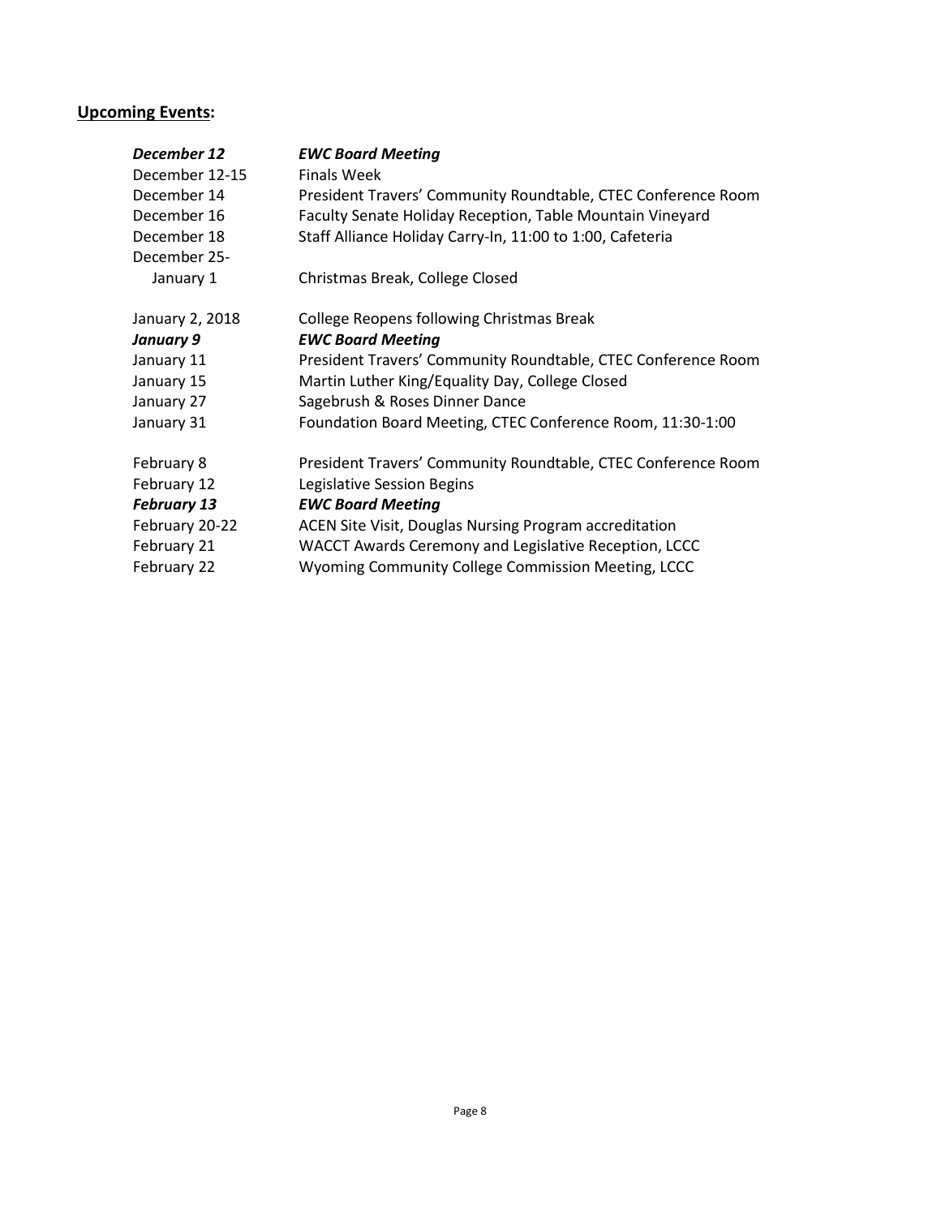**<u>Upcoming Events</u>:**

| | |
|---|---|
| ***December 12*** | ***EWC Board Meeting*** |
| December 12-15 | Finals Week |
| December 14 | President Travers' Community Roundtable, CTEC Conference Room |
| December 16 | Faculty Senate Holiday Reception, Table Mountain Vineyard |
| December 18 | Staff Alliance Holiday Carry-In, 11:00 to 1:00, Cafeteria |
| December 25- January 1 | Christmas Break, College Closed |
| January 2, 2018 | College Reopens following Christmas Break |
| ***January 9*** | ***EWC Board Meeting*** |
| January 11 | President Travers' Community Roundtable, CTEC Conference Room |
| January 15 | Martin Luther King/Equality Day, College Closed |
| January 27 | Sagebrush & Roses Dinner Dance |
| January 31 | Foundation Board Meeting, CTEC Conference Room, 11:30-1:00 |
| February 8 | President Travers' Community Roundtable, CTEC Conference Room |
| February 12 | Legislative Session Begins |
| ***February 13*** | ***EWC Board Meeting*** |
| February 20-22 | ACEN Site Visit, Douglas Nursing Program accreditation |
| February 21 | WACCT Awards Ceremony and Legislative Reception, LCCC |
| February 22 | Wyoming Community College Commission Meeting, LCCC |